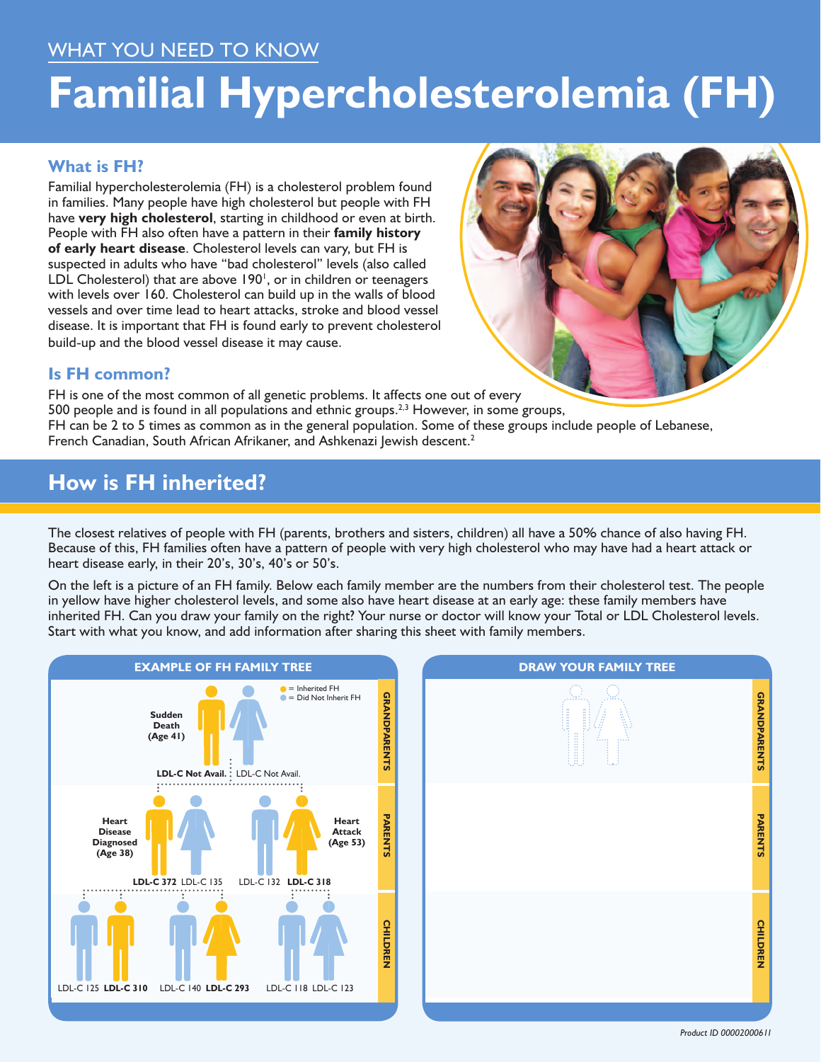WHAT YOU NEED TO KNOW

# Familial Hypercholesterolemia (FH)

## What is FH?

Familial hypercholesterolemia (FH) is a cholesterol problem found in families. Many people have high cholesterol but people with FH have **very high cholesterol**, starting in childhood or even at birth. People with FH also often have a pattern in their **family history of early heart disease**. Cholesterol levels can vary, but FH is suspected in adults who have "bad cholesterol" levels (also called LDL Cholesterol) that are above 190[1], or in children or teenagers with levels over 160. Cholesterol can build up in the walls of blood vessels and over time lead to heart attacks, stroke and blood vessel disease. It is important that FH is found early to prevent cholesterol build-up and the blood vessel disease it may cause.

## Is FH common?

FH is one of the most common of all genetic problems. It affects one out of every 500 people and is found in all populations and ethnic groups.[2,3] However, in some groups, FH can be 2 to 5 times as common as in the general population. Some of these groups include people of Lebanese, French Canadian, South African Afrikaner, and Ashkenazi Jewish descent.[2]

## How is FH inherited?

The closest relatives of people with FH (parents, brothers and sisters, children) all have a 50% chance of also having FH. Because of this, FH families often have a pattern of people with very high cholesterol who may have had a heart attack or heart disease early, in their 20's, 30's, 40's or 50's.

On the left is a picture of an FH family. Below each family member are the numbers from their cholesterol test. The people in yellow have higher cholesterol levels, and some also have heart disease at an early age: these family members have inherited FH. Can you draw your family on the right? Your nurse or doctor will know your Total or LDL Cholesterol levels. Start with what you know, and add information after sharing this sheet with family members.

### EXAMPLE OF FH FAMILY TREE

● = Inherited FH (yellow)
● = Did Not Inherit FH (blue)

**GRANDPARENTS**

- Grandfather (Inherited FH): Sudden Death (Age 41) — **LDL-C Not Avail.**
- Grandmother (Did Not Inherit FH): LDL-C Not Avail.

**PARENTS**

- Father (Inherited FH): Heart Disease Diagnosed (Age 38) — **LDL-C 372**
- Mother (Did Not Inherit FH): LDL-C 135
- Father (Did Not Inherit FH): LDL-C 132
- Mother (Inherited FH): Heart Attack (Age 53) — **LDL-C 318**

**CHILDREN**

- LDL-C 125
- **LDL-C 310** (Inherited FH)
- LDL-C 140
- **LDL-C 293** (Inherited FH)
- LDL-C 118
- LDL-C 123

### DRAW YOUR FAMILY TREE

GRANDPARENTS

PARENTS

CHILDREN

*Product ID 00002000611*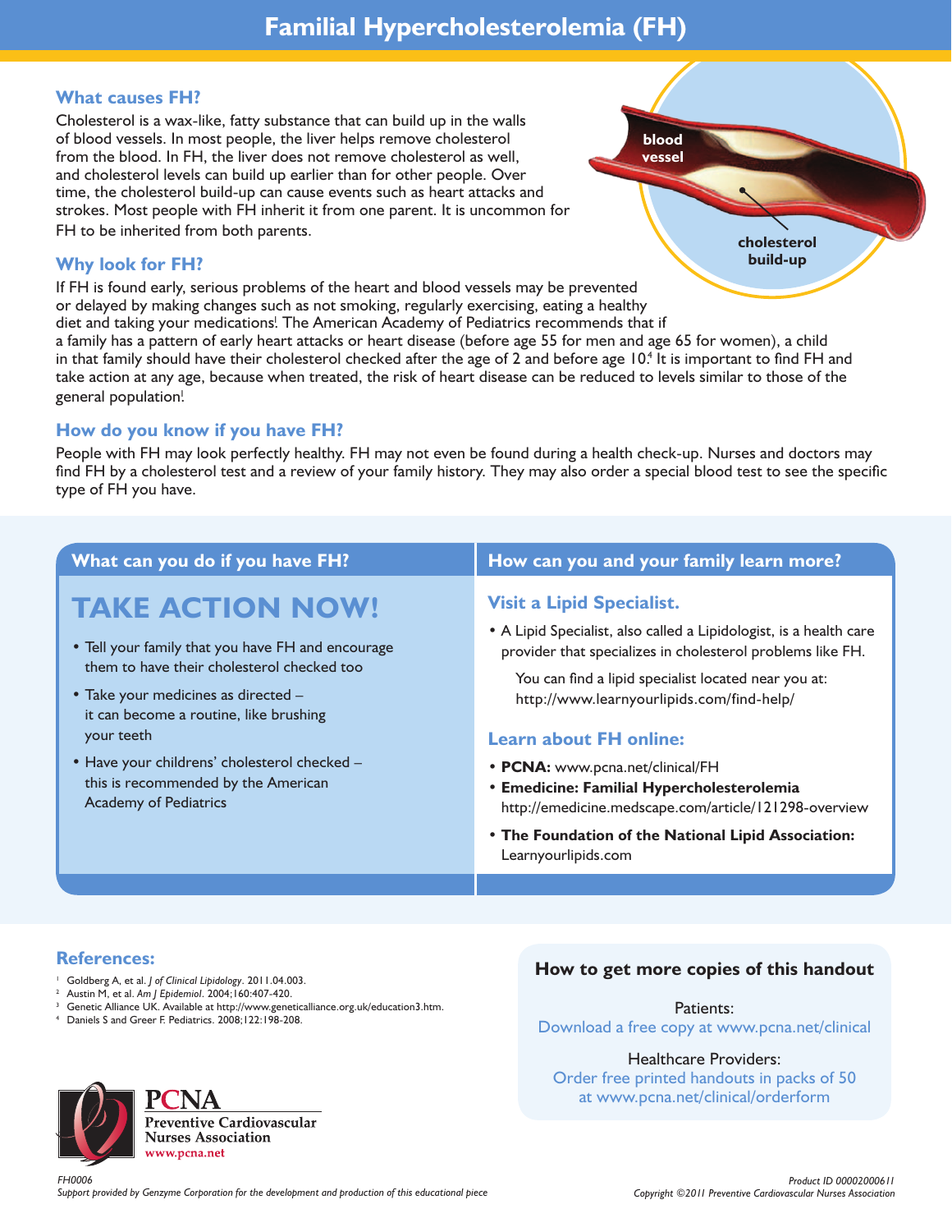# Familial Hypercholesterolemia (FH)

## What causes FH?

Cholesterol is a wax-like, fatty substance that can build up in the walls of blood vessels. In most people, the liver helps remove cholesterol from the blood. In FH, the liver does not remove cholesterol as well, and cholesterol levels can build up earlier than for other people. Over time, the cholesterol build-up can cause events such as heart attacks and strokes. Most people with FH inherit it from one parent. It is uncommon for FH to be inherited from both parents.

blood vessel

cholesterol build-up

## Why look for FH?

If FH is found early, serious problems of the heart and blood vessels may be prevented or delayed by making changes such as not smoking, regularly exercising, eating a healthy diet and taking your medications.[1] The American Academy of Pediatrics recommends that if a family has a pattern of early heart attacks or heart disease (before age 55 for men and age 65 for women), a child in that family should have their cholesterol checked after the age of 2 and before age 10.[4] It is important to find FH and take action at any age, because when treated, the risk of heart disease can be reduced to levels similar to those of the general population.[1]

## How do you know if you have FH?

People with FH may look perfectly healthy. FH may not even be found during a health check-up. Nurses and doctors may find FH by a cholesterol test and a review of your family history. They may also order a special blood test to see the specific type of FH you have.

## What can you do if you have FH?

### TAKE ACTION NOW!

- Tell your family that you have FH and encourage them to have their cholesterol checked too
- Take your medicines as directed – it can become a routine, like brushing your teeth
- Have your childrens' cholesterol checked – this is recommended by the American Academy of Pediatrics

## How can you and your family learn more?

### Visit a Lipid Specialist.

- A Lipid Specialist, also called a Lipidologist, is a health care provider that specializes in cholesterol problems like FH.

  You can find a lipid specialist located near you at: http://www.learnyourlipids.com/find-help/

### Learn about FH online:

- **PCNA:** www.pcna.net/clinical/FH
- **Emedicine: Familial Hypercholesterolemia** http://emedicine.medscape.com/article/121298-overview
- **The Foundation of the National Lipid Association:** Learnyourlipids.com

## References:

1. Goldberg A, et al. *J of Clinical Lipidology*. 2011.04.003.
2. Austin M, et al. *Am J Epidemiol*. 2004;160:407-420.
3. Genetic Alliance UK. Available at http://www.geneticalliance.org.uk/education3.htm.
4. Daniels S and Greer F. Pediatrics. 2008;122:198-208.

## How to get more copies of this handout

Patients:
Download a free copy at www.pcna.net/clinical

Healthcare Providers:
Order free printed handouts in packs of 50 at www.pcna.net/clinical/orderform

PCNA
Preventive Cardiovascular Nurses Association
www.pcna.net

*FH0006*
*Support provided by Genzyme Corporation for the development and production of this educational piece*

*Product ID 00002000611*
*Copyright ©2011 Preventive Cardiovascular Nurses Association*